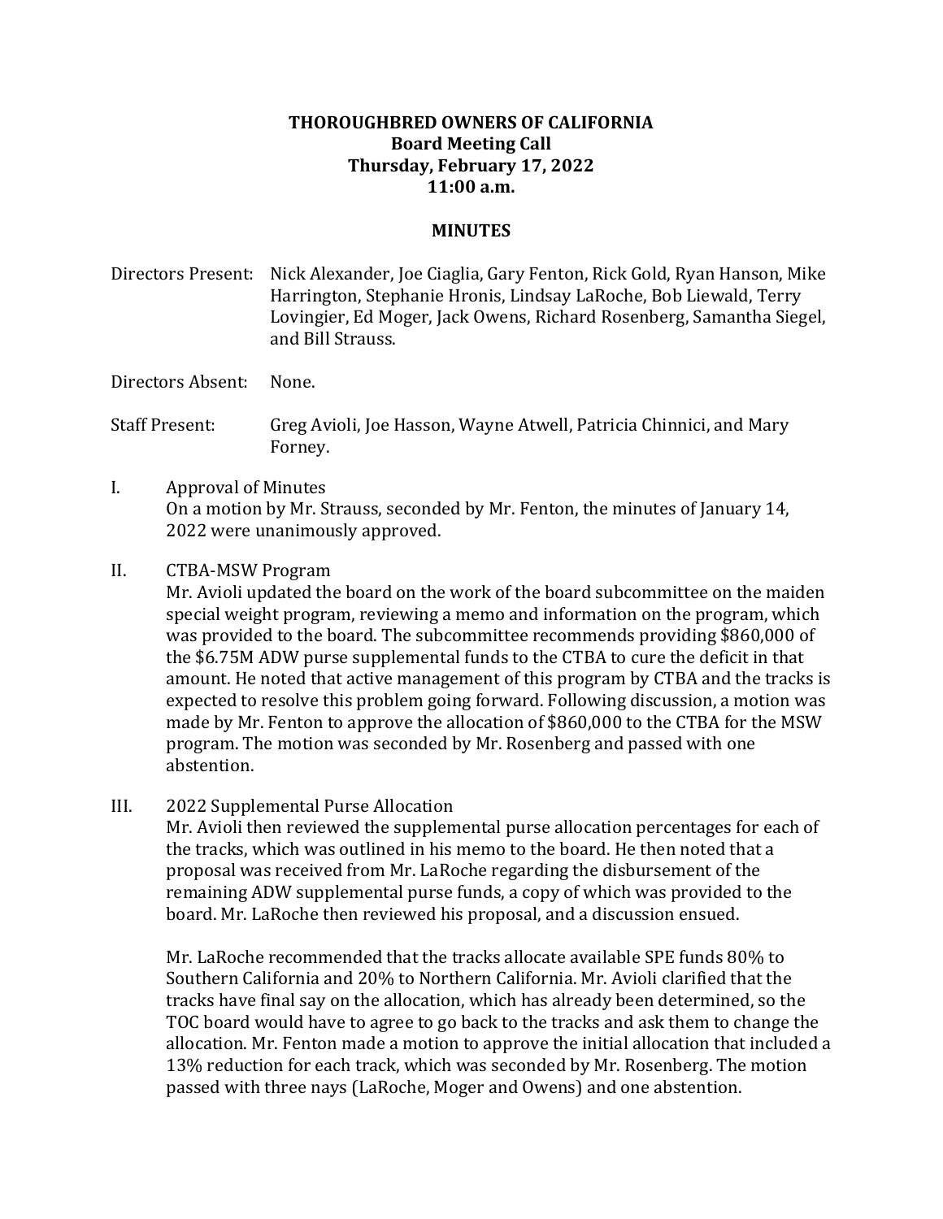**THOROUGHBRED OWNERS OF CALIFORNIA**
**Board Meeting Call**
**Thursday, February 17, 2022**
**11:00 a.m.**

**MINUTES**

Directors Present: Nick Alexander, Joe Ciaglia, Gary Fenton, Rick Gold, Ryan Hanson, Mike Harrington, Stephanie Hronis, Lindsay LaRoche, Bob Liewald, Terry Lovingier, Ed Moger, Jack Owens, Richard Rosenberg, Samantha Siegel, and Bill Strauss.

Directors Absent: None.

Staff Present: Greg Avioli, Joe Hasson, Wayne Atwell, Patricia Chinnici, and Mary Forney.

I. Approval of Minutes

On a motion by Mr. Strauss, seconded by Mr. Fenton, the minutes of January 14, 2022 were unanimously approved.

II. CTBA-MSW Program

Mr. Avioli updated the board on the work of the board subcommittee on the maiden special weight program, reviewing a memo and information on the program, which was provided to the board. The subcommittee recommends providing $860,000 of the $6.75M ADW purse supplemental funds to the CTBA to cure the deficit in that amount. He noted that active management of this program by CTBA and the tracks is expected to resolve this problem going forward. Following discussion, a motion was made by Mr. Fenton to approve the allocation of $860,000 to the CTBA for the MSW program. The motion was seconded by Mr. Rosenberg and passed with one abstention.

III. 2022 Supplemental Purse Allocation

Mr. Avioli then reviewed the supplemental purse allocation percentages for each of the tracks, which was outlined in his memo to the board. He then noted that a proposal was received from Mr. LaRoche regarding the disbursement of the remaining ADW supplemental purse funds, a copy of which was provided to the board. Mr. LaRoche then reviewed his proposal, and a discussion ensued.

Mr. LaRoche recommended that the tracks allocate available SPE funds 80% to Southern California and 20% to Northern California. Mr. Avioli clarified that the tracks have final say on the allocation, which has already been determined, so the TOC board would have to agree to go back to the tracks and ask them to change the allocation. Mr. Fenton made a motion to approve the initial allocation that included a 13% reduction for each track, which was seconded by Mr. Rosenberg. The motion passed with three nays (LaRoche, Moger and Owens) and one abstention.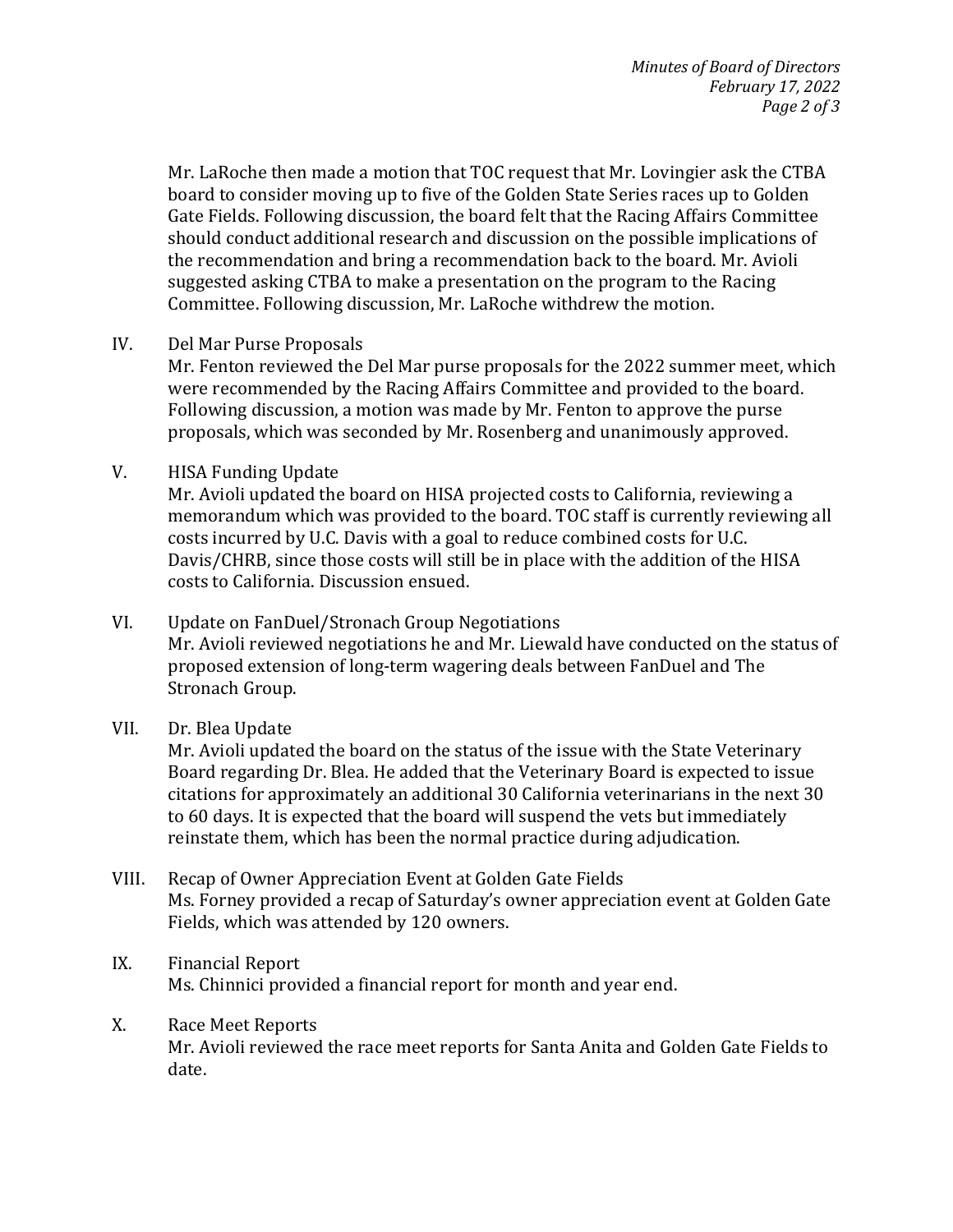Mr. LaRoche then made a motion that TOC request that Mr. Lovingier ask the CTBA board to consider moving up to five of the Golden State Series races up to Golden Gate Fields. Following discussion, the board felt that the Racing Affairs Committee should conduct additional research and discussion on the possible implications of the recommendation and bring a recommendation back to the board. Mr. Avioli suggested asking CTBA to make a presentation on the program to the Racing Committee. Following discussion, Mr. LaRoche withdrew the motion.

IV. Del Mar Purse Proposals

Mr. Fenton reviewed the Del Mar purse proposals for the 2022 summer meet, which were recommended by the Racing Affairs Committee and provided to the board. Following discussion, a motion was made by Mr. Fenton to approve the purse proposals, which was seconded by Mr. Rosenberg and unanimously approved.

V. HISA Funding Update

Mr. Avioli updated the board on HISA projected costs to California, reviewing a memorandum which was provided to the board. TOC staff is currently reviewing all costs incurred by U.C. Davis with a goal to reduce combined costs for U.C. Davis/CHRB, since those costs will still be in place with the addition of the HISA costs to California. Discussion ensued.

VI. Update on FanDuel/Stronach Group Negotiations

Mr. Avioli reviewed negotiations he and Mr. Liewald have conducted on the status of proposed extension of long-term wagering deals between FanDuel and The Stronach Group.

VII. Dr. Blea Update

Mr. Avioli updated the board on the status of the issue with the State Veterinary Board regarding Dr. Blea. He added that the Veterinary Board is expected to issue citations for approximately an additional 30 California veterinarians in the next 30 to 60 days. It is expected that the board will suspend the vets but immediately reinstate them, which has been the normal practice during adjudication.

VIII. Recap of Owner Appreciation Event at Golden Gate Fields

Ms. Forney provided a recap of Saturday's owner appreciation event at Golden Gate Fields, which was attended by 120 owners.

IX. Financial Report

Ms. Chinnici provided a financial report for month and year end.

X. Race Meet Reports

Mr. Avioli reviewed the race meet reports for Santa Anita and Golden Gate Fields to date.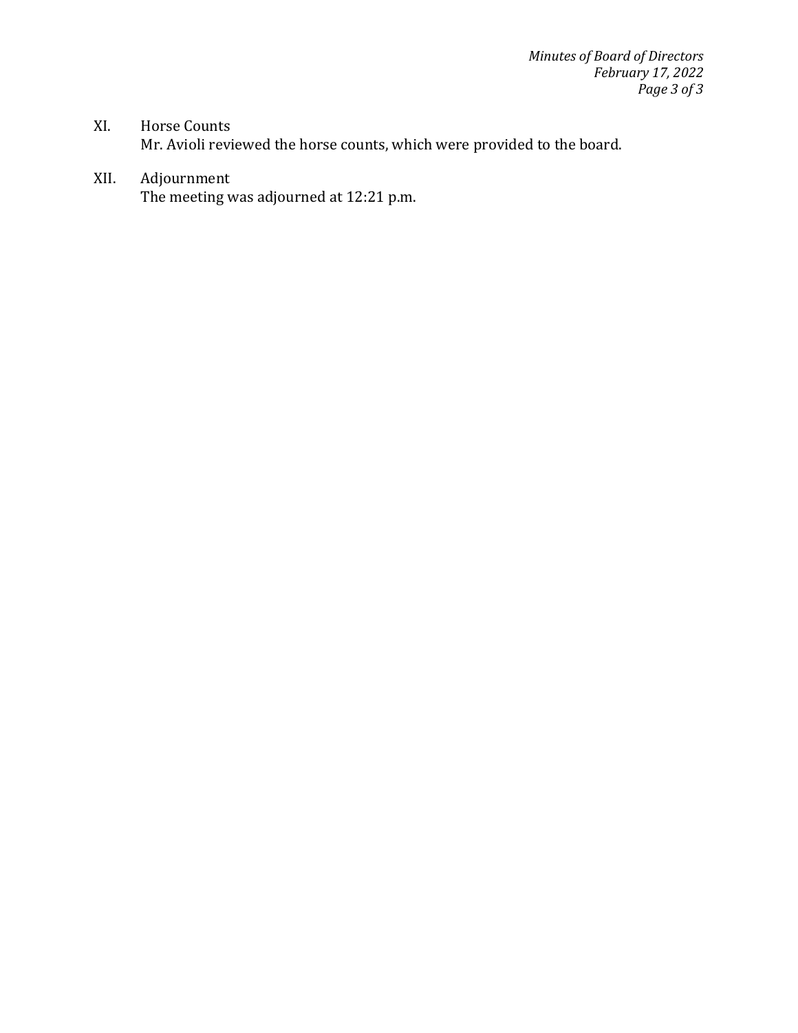XI. Horse Counts

Mr. Avioli reviewed the horse counts, which were provided to the board.

XII. Adjournment

The meeting was adjourned at 12:21 p.m.